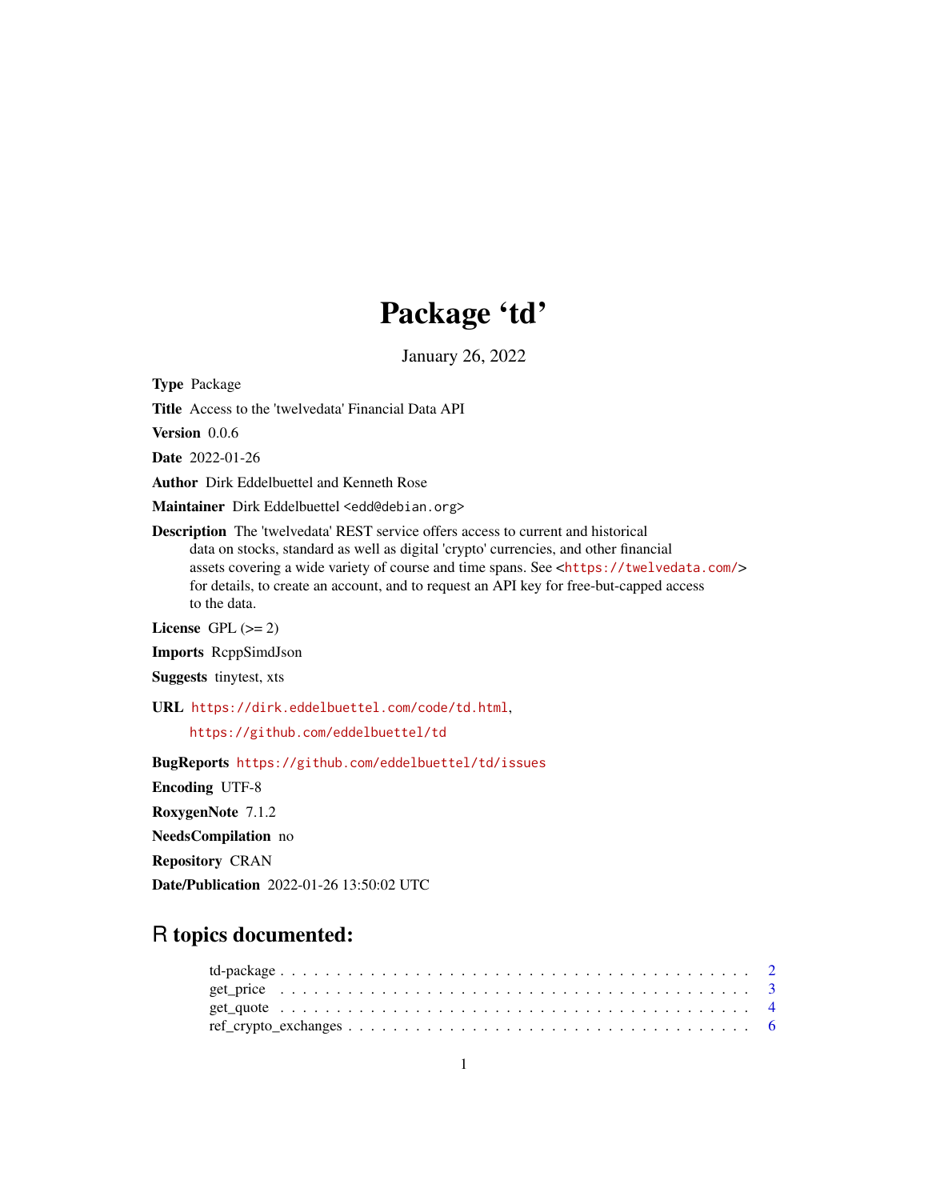# Package 'td'

January 26, 2022

**Type** Package

**Title** Access to the 'twelvedata' Financial Data API

**Version** 0.0.6

**Date** 2022-01-26

**Author** Dirk Eddelbuettel and Kenneth Rose

**Maintainer** Dirk Eddelbuettel <edd@debian.org>

**Description** The 'twelvedata' REST service offers access to current and historical data on stocks, standard as well as digital 'crypto' currencies, and other financial assets covering a wide variety of course and time spans. See <https://twelvedata.com/> for details, to create an account, and to request an API key for free-but-capped access to the data.

**License** GPL (>= 2)

**Imports** RcppSimdJson

**Suggests** tinytest, xts

**URL** https://dirk.eddelbuettel.com/code/td.html, https://github.com/eddelbuettel/td

**BugReports** https://github.com/eddelbuettel/td/issues

**Encoding** UTF-8

**RoxygenNote** 7.1.2

**NeedsCompilation** no

**Repository** CRAN

**Date/Publication** 2022-01-26 13:50:02 UTC

## R topics documented:

td-package . . . . . . . . . . . . . . . . . . . . . . . . . . . . . . . . . . . . . . . . . 2
get_price . . . . . . . . . . . . . . . . . . . . . . . . . . . . . . . . . . . . . . . . . . 3
get_quote . . . . . . . . . . . . . . . . . . . . . . . . . . . . . . . . . . . . . . . . . . 4
ref_crypto_exchanges . . . . . . . . . . . . . . . . . . . . . . . . . . . . . . . . . . . . 6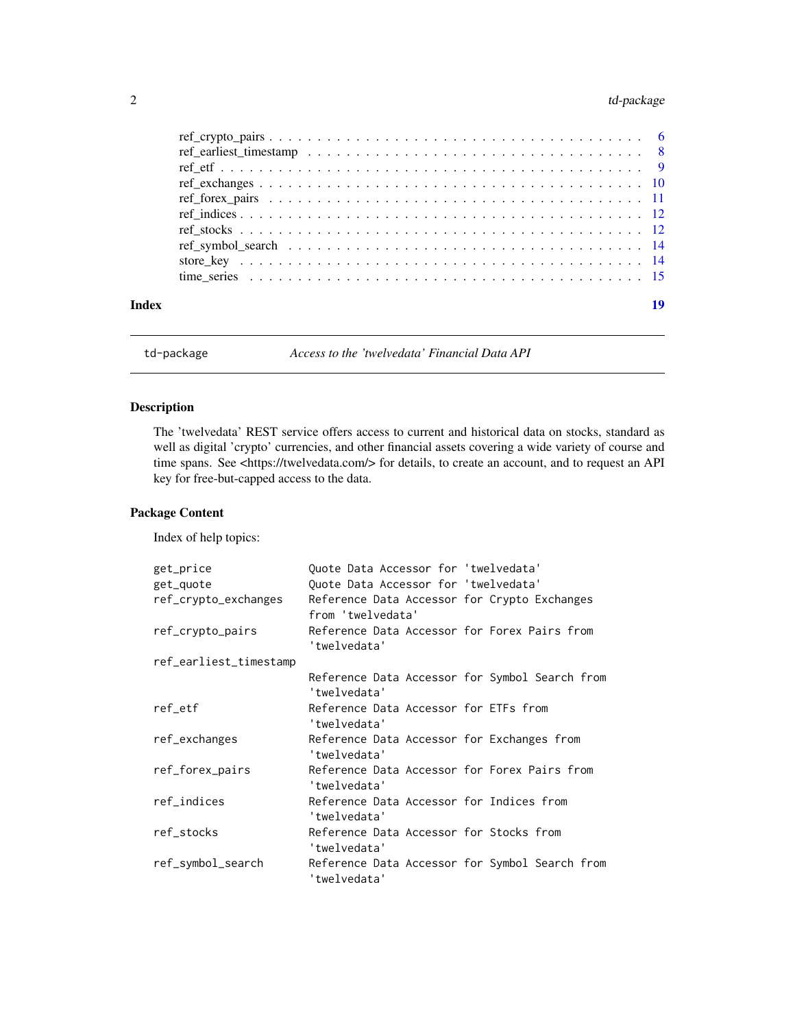ref_crypto_pairs . . . . . . . . . . . . . . . . . . . . . . . . . . . . . . . . . . . . . . 6
ref_earliest_timestamp . . . . . . . . . . . . . . . . . . . . . . . . . . . . . . . . . . 8
ref_etf . . . . . . . . . . . . . . . . . . . . . . . . . . . . . . . . . . . . . . . . . . 9
ref_exchanges . . . . . . . . . . . . . . . . . . . . . . . . . . . . . . . . . . . . . . 10
ref_forex_pairs . . . . . . . . . . . . . . . . . . . . . . . . . . . . . . . . . . . . . 11
ref_indices . . . . . . . . . . . . . . . . . . . . . . . . . . . . . . . . . . . . . . . 12
ref_stocks . . . . . . . . . . . . . . . . . . . . . . . . . . . . . . . . . . . . . . . 12
ref_symbol_search . . . . . . . . . . . . . . . . . . . . . . . . . . . . . . . . . . . 14
store_key . . . . . . . . . . . . . . . . . . . . . . . . . . . . . . . . . . . . . . . . 14
time_series . . . . . . . . . . . . . . . . . . . . . . . . . . . . . . . . . . . . . . . 15

**Index** 19

---

td-package *Access to the 'twelvedata' Financial Data API*

---

## Description

The 'twelvedata' REST service offers access to current and historical data on stocks, standard as well as digital 'crypto' currencies, and other financial assets covering a wide variety of course and time spans. See <https://twelvedata.com/> for details, to create an account, and to request an API key for free-but-capped access to the data.

## Package Content

Index of help topics:

```
get_price               Quote Data Accessor for 'twelvedata'
get_quote               Quote Data Accessor for 'twelvedata'
ref_crypto_exchanges    Reference Data Accessor for Crypto Exchanges
                        from 'twelvedata'
ref_crypto_pairs        Reference Data Accessor for Forex Pairs from
                        'twelvedata'
ref_earliest_timestamp
                        Reference Data Accessor for Symbol Search from
                        'twelvedata'
ref_etf                 Reference Data Accessor for ETFs from
                        'twelvedata'
ref_exchanges           Reference Data Accessor for Exchanges from
                        'twelvedata'
ref_forex_pairs         Reference Data Accessor for Forex Pairs from
                        'twelvedata'
ref_indices             Reference Data Accessor for Indices from
                        'twelvedata'
ref_stocks              Reference Data Accessor for Stocks from
                        'twelvedata'
ref_symbol_search       Reference Data Accessor for Symbol Search from
                        'twelvedata'
```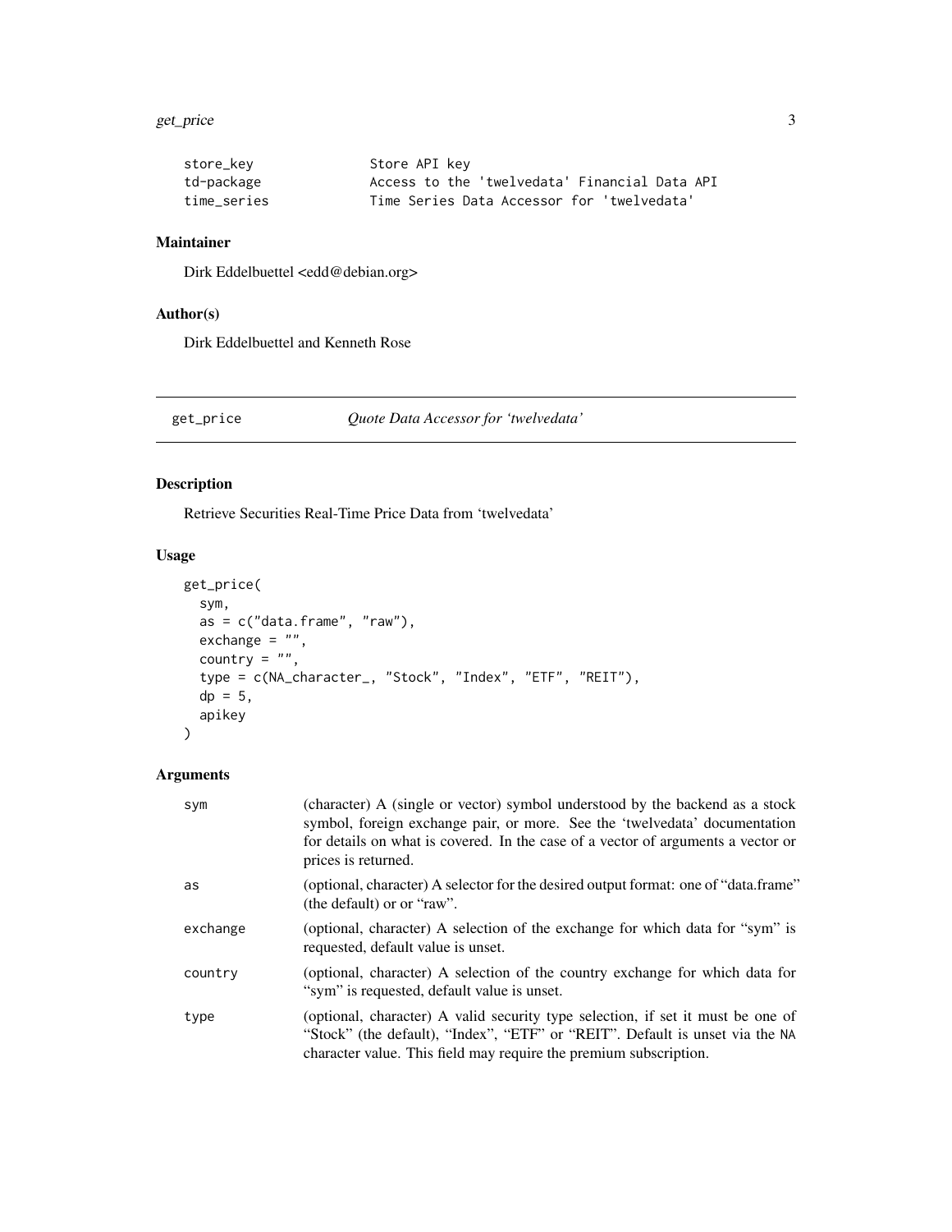| | |
|---|---|
| store_key | Store API key |
| td-package | Access to the 'twelvedata' Financial Data API |
| time_series | Time Series Data Accessor for 'twelvedata' |

### Maintainer

Dirk Eddelbuettel <edd@debian.org>

### Author(s)

Dirk Eddelbuettel and Kenneth Rose

---

## get_price — *Quote Data Accessor for 'twelvedata'*

---

### Description

Retrieve Securities Real-Time Price Data from 'twelvedata'

### Usage

```
get_price(
  sym,
  as = c("data.frame", "raw"),
  exchange = "",
  country = "",
  type = c(NA_character_, "Stock", "Index", "ETF", "REIT"),
  dp = 5,
  apikey
)
```

### Arguments

| | |
|---|---|
| sym | (character) A (single or vector) symbol understood by the backend as a stock symbol, foreign exchange pair, or more. See the 'twelvedata' documentation for details on what is covered. In the case of a vector of arguments a vector or prices is returned. |
| as | (optional, character) A selector for the desired output format: one of "data.frame" (the default) or or "raw". |
| exchange | (optional, character) A selection of the exchange for which data for "sym" is requested, default value is unset. |
| country | (optional, character) A selection of the country exchange for which data for "sym" is requested, default value is unset. |
| type | (optional, character) A valid security type selection, if set it must be one of "Stock" (the default), "Index", "ETF" or "REIT". Default is unset via the NA character value. This field may require the premium subscription. |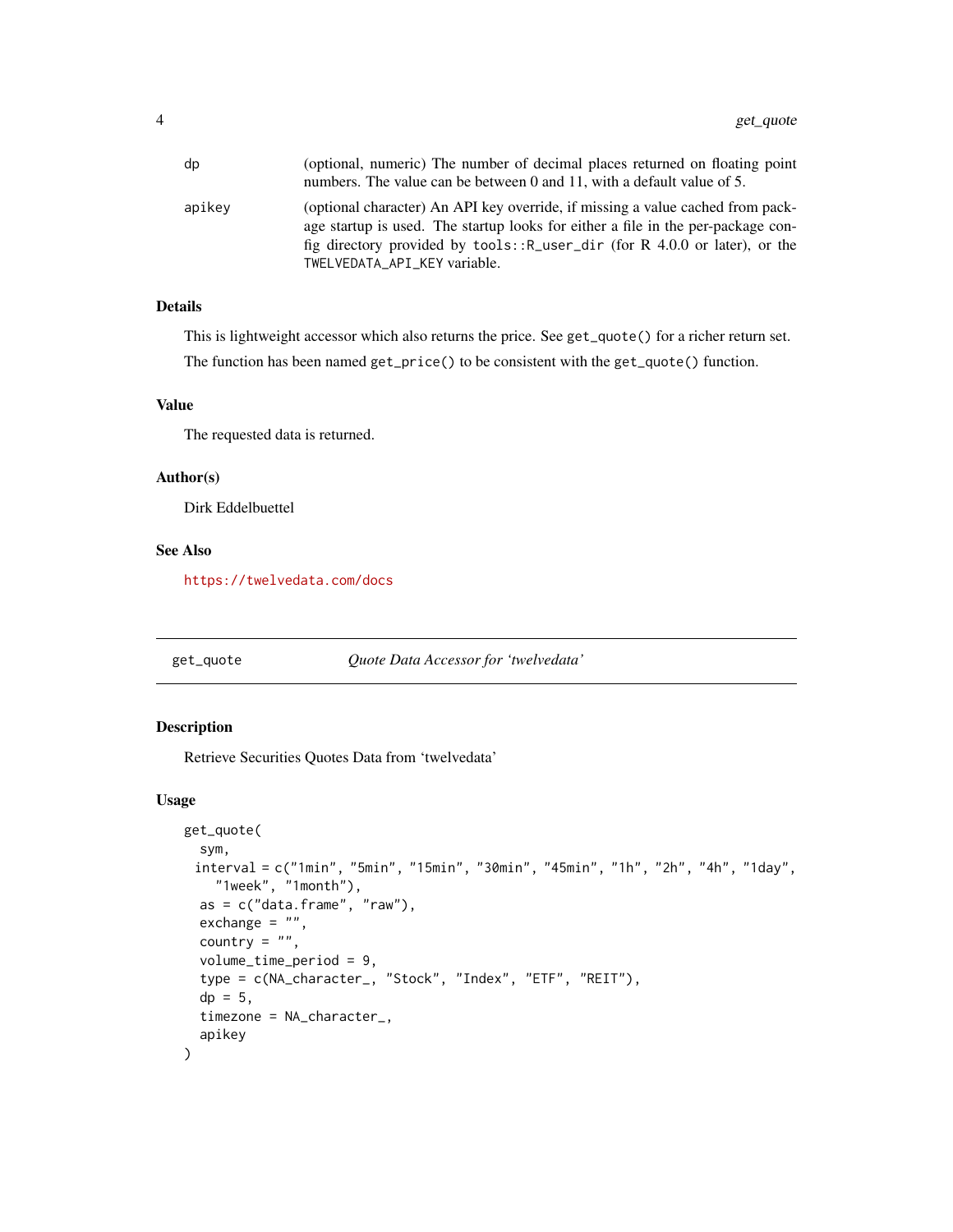| | |
|---|---|
| dp | (optional, numeric) The number of decimal places returned on floating point numbers. The value can be between 0 and 11, with a default value of 5. |
| apikey | (optional character) An API key override, if missing a value cached from package startup is used. The startup looks for either a file in the per-package config directory provided by `tools::R_user_dir` (for R 4.0.0 or later), or the `TWELVEDATA_API_KEY` variable. |

### Details

This is lightweight accessor which also returns the price. See `get_quote()` for a richer return set.

The function has been named `get_price()` to be consistent with the `get_quote()` function.

### Value

The requested data is returned.

### Author(s)

Dirk Eddelbuettel

### See Also

https://twelvedata.com/docs

---

## get_quote — *Quote Data Accessor for 'twelvedata'*

### Description

Retrieve Securities Quotes Data from 'twelvedata'

### Usage

```
get_quote(
  sym,
 interval = c("1min", "5min", "15min", "30min", "45min", "1h", "2h", "4h", "1day",
    "1week", "1month"),
  as = c("data.frame", "raw"),
  exchange = "",
  country = "",
  volume_time_period = 9,
  type = c(NA_character_, "Stock", "Index", "ETF", "REIT"),
  dp = 5,
  timezone = NA_character_,
  apikey
)
```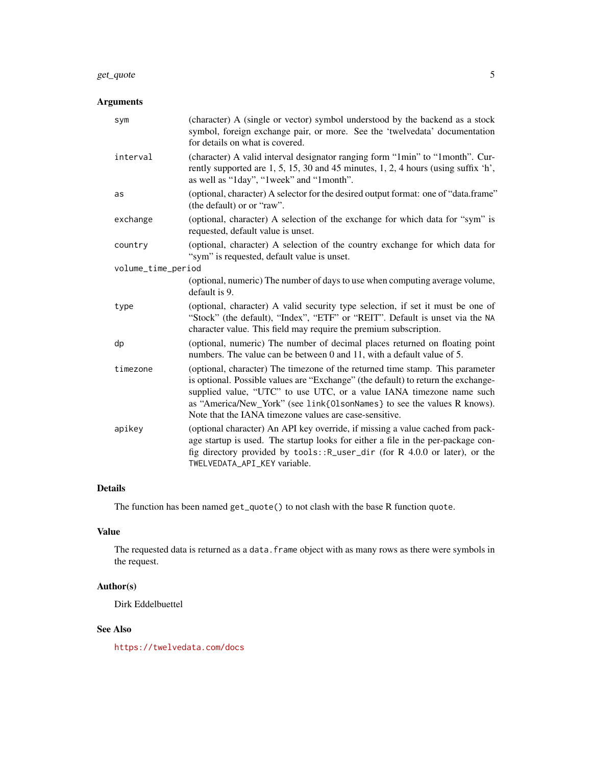### Arguments

| | |
|---|---|
| `sym` | (character) A (single or vector) symbol understood by the backend as a stock symbol, foreign exchange pair, or more. See the 'twelvedata' documentation for details on what is covered. |
| `interval` | (character) A valid interval designator ranging form "1min" to "1month". Currently supported are 1, 5, 15, 30 and 45 minutes, 1, 2, 4 hours (using suffix 'h', as well as "1day", "1week" and "1month". |
| `as` | (optional, character) A selector for the desired output format: one of "data.frame" (the default) or or "raw". |
| `exchange` | (optional, character) A selection of the exchange for which data for "sym" is requested, default value is unset. |
| `country` | (optional, character) A selection of the country exchange for which data for "sym" is requested, default value is unset. |
| `volume_time_period` | (optional, numeric) The number of days to use when computing average volume, default is 9. |
| `type` | (optional, character) A valid security type selection, if set it must be one of "Stock" (the default), "Index", "ETF" or "REIT". Default is unset via the `NA` character value. This field may require the premium subscription. |
| `dp` | (optional, numeric) The number of decimal places returned on floating point numbers. The value can be between 0 and 11, with a default value of 5. |
| `timezone` | (optional, character) The timezone of the returned time stamp. This parameter is optional. Possible values are "Exchange" (the default) to return the exchange-supplied value, "UTC" to use UTC, or a value IANA timezone name such as "America/New_York" (see `link{OlsonNames}` to see the values R knows). Note that the IANA timezone values are case-sensitive. |
| `apikey` | (optional character) An API key override, if missing a value cached from package startup is used. The startup looks for either a file in the per-package config directory provided by `tools::R_user_dir` (for R 4.0.0 or later), or the `TWELVEDATA_API_KEY` variable. |

### Details

The function has been named `get_quote()` to not clash with the base R function `quote`.

### Value

The requested data is returned as a `data.frame` object with as many rows as there were symbols in the request.

### Author(s)

Dirk Eddelbuettel

### See Also

https://twelvedata.com/docs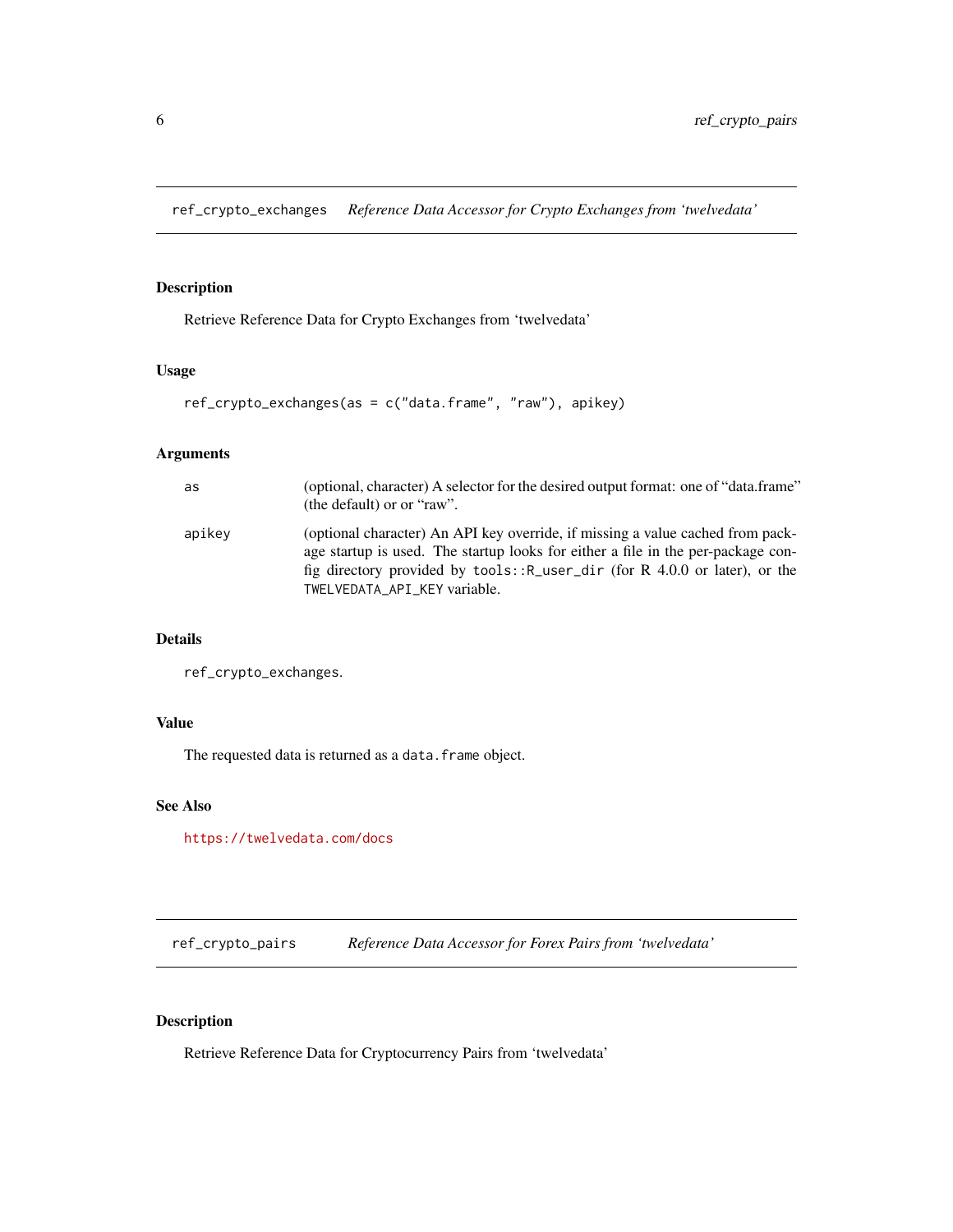## ref_crypto_exchanges — *Reference Data Accessor for Crypto Exchanges from 'twelvedata'*

### Description

Retrieve Reference Data for Crypto Exchanges from 'twelvedata'

### Usage

```
ref_crypto_exchanges(as = c("data.frame", "raw"), apikey)
```

### Arguments

| | |
|---|---|
| as | (optional, character) A selector for the desired output format: one of "data.frame" (the default) or or "raw". |
| apikey | (optional character) An API key override, if missing a value cached from package startup is used. The startup looks for either a file in the per-package config directory provided by `tools::R_user_dir` (for R 4.0.0 or later), or the `TWELVEDATA_API_KEY` variable. |

### Details

`ref_crypto_exchanges`.

### Value

The requested data is returned as a `data.frame` object.

### See Also

https://twelvedata.com/docs

## ref_crypto_pairs — *Reference Data Accessor for Forex Pairs from 'twelvedata'*

### Description

Retrieve Reference Data for Cryptocurrency Pairs from 'twelvedata'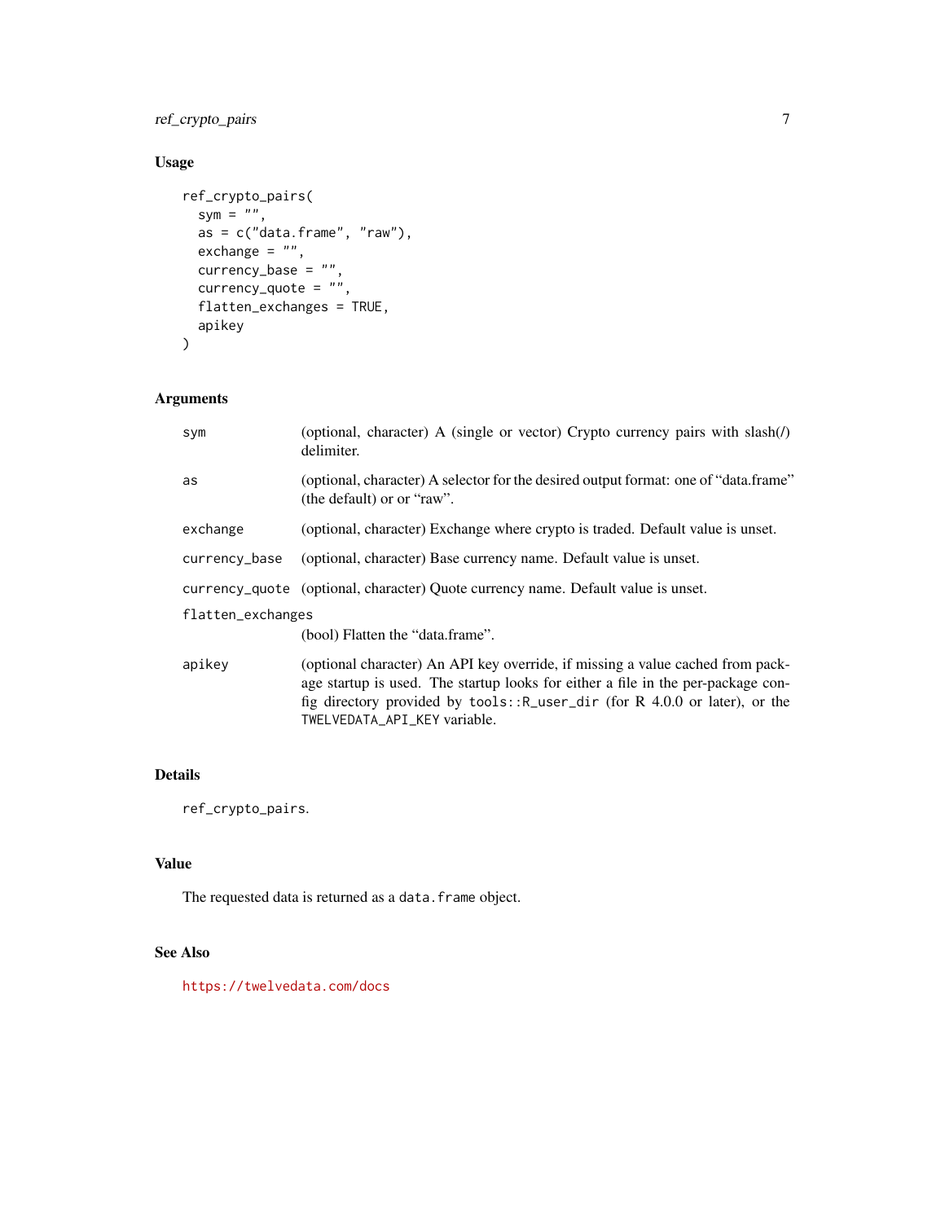## Usage

```
ref_crypto_pairs(
  sym = "",
  as = c("data.frame", "raw"),
  exchange = "",
  currency_base = "",
  currency_quote = "",
  flatten_exchanges = TRUE,
  apikey
)
```

## Arguments

| Argument | Description |
|---|---|
| `sym` | (optional, character) A (single or vector) Crypto currency pairs with slash(/) delimiter. |
| `as` | (optional, character) A selector for the desired output format: one of "data.frame" (the default) or or "raw". |
| `exchange` | (optional, character) Exchange where crypto is traded. Default value is unset. |
| `currency_base` | (optional, character) Base currency name. Default value is unset. |
| `currency_quote` | (optional, character) Quote currency name. Default value is unset. |
| `flatten_exchanges` | (bool) Flatten the "data.frame". |
| `apikey` | (optional character) An API key override, if missing a value cached from package startup is used. The startup looks for either a file in the per-package config directory provided by `tools::R_user_dir` (for R 4.0.0 or later), or the `TWELVEDATA_API_KEY` variable. |

## Details

`ref_crypto_pairs`.

## Value

The requested data is returned as a `data.frame` object.

## See Also

https://twelvedata.com/docs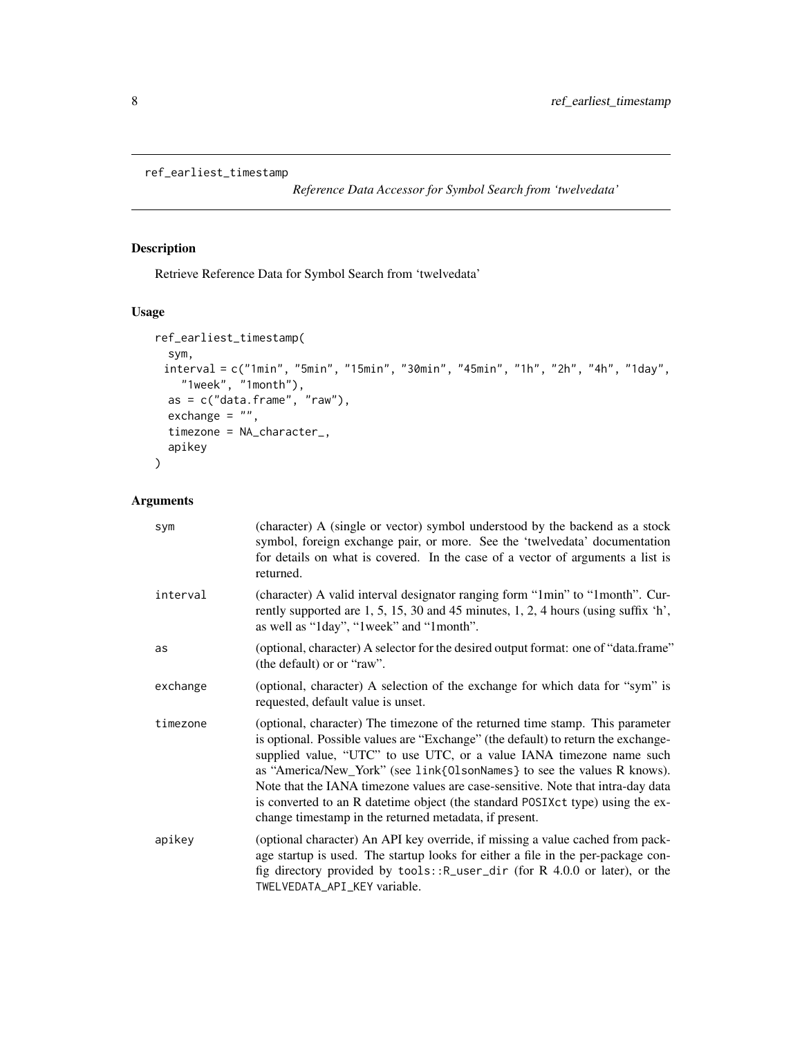`ref_earliest_timestamp`

*Reference Data Accessor for Symbol Search from 'twelvedata'*

## Description

Retrieve Reference Data for Symbol Search from 'twelvedata'

## Usage

```
ref_earliest_timestamp(
  sym,
  interval = c("1min", "5min", "15min", "30min", "45min", "1h", "2h", "4h", "1day",
    "1week", "1month"),
  as = c("data.frame", "raw"),
  exchange = "",
  timezone = NA_character_,
  apikey
)
```

## Arguments

| | |
|---|---|
| `sym` | (character) A (single or vector) symbol understood by the backend as a stock symbol, foreign exchange pair, or more. See the 'twelvedata' documentation for details on what is covered. In the case of a vector of arguments a list is returned. |
| `interval` | (character) A valid interval designator ranging form "1min" to "1month". Currently supported are 1, 5, 15, 30 and 45 minutes, 1, 2, 4 hours (using suffix 'h', as well as "1day", "1week" and "1month". |
| `as` | (optional, character) A selector for the desired output format: one of "data.frame" (the default) or or "raw". |
| `exchange` | (optional, character) A selection of the exchange for which data for "sym" is requested, default value is unset. |
| `timezone` | (optional, character) The timezone of the returned time stamp. This parameter is optional. Possible values are "Exchange" (the default) to return the exchange-supplied value, "UTC" to use UTC, or a value IANA timezone name such as "America/New_York" (see `link{OlsonNames}` to see the values R knows). Note that the IANA timezone values are case-sensitive. Note that intra-day data is converted to an R datetime object (the standard `POSIXct` type) using the exchange timestamp in the returned metadata, if present. |
| `apikey` | (optional character) An API key override, if missing a value cached from package startup is used. The startup looks for either a file in the per-package config directory provided by `tools::R_user_dir` (for R 4.0.0 or later), or the `TWELVEDATA_API_KEY` variable. |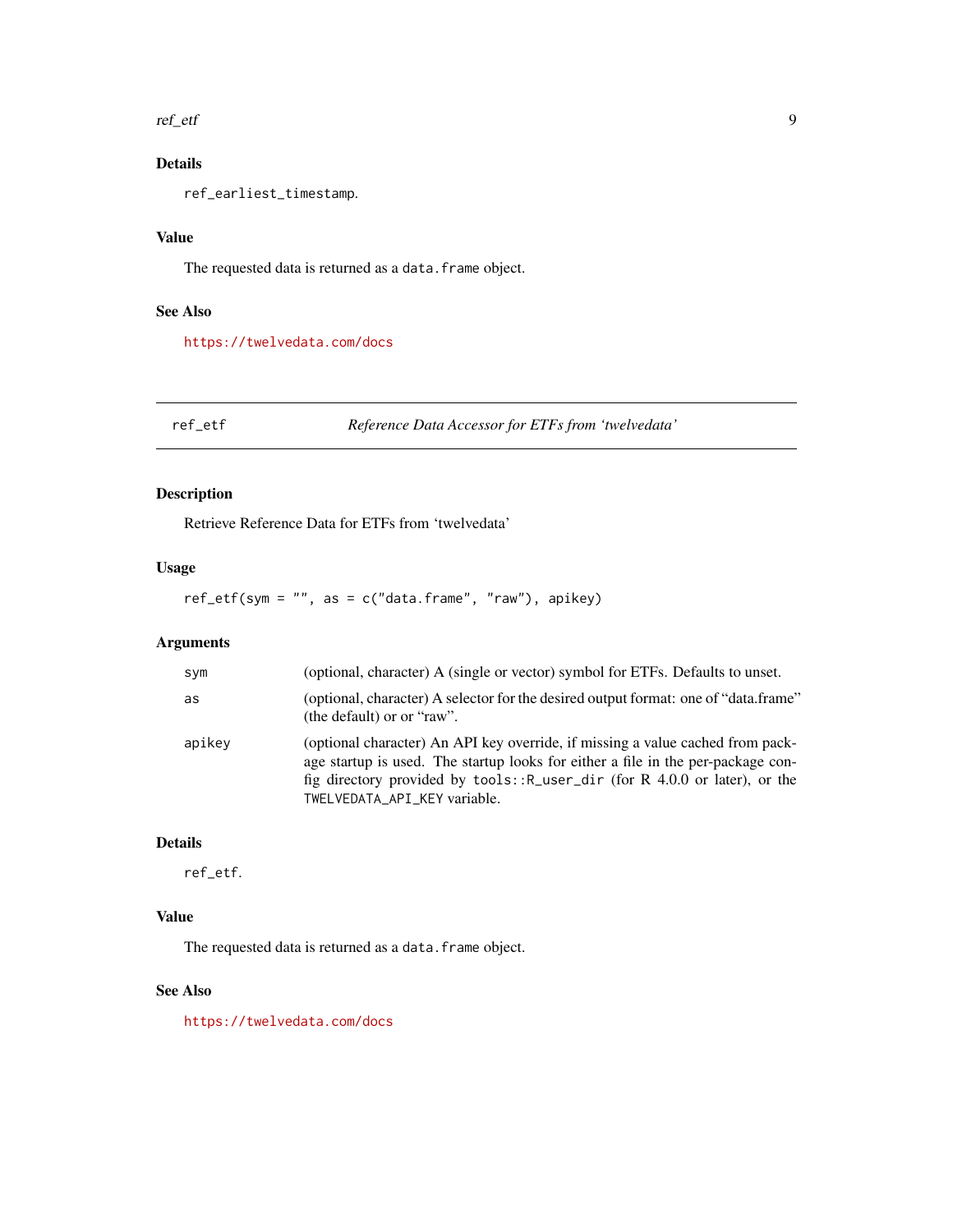### Details

`ref_earliest_timestamp`.

### Value

The requested data is returned as a `data.frame` object.

### See Also

https://twelvedata.com/docs

---

## ref_etf — *Reference Data Accessor for ETFs from 'twelvedata'*

### Description

Retrieve Reference Data for ETFs from 'twelvedata'

### Usage

```
ref_etf(sym = "", as = c("data.frame", "raw"), apikey)
```

### Arguments

| | |
|---|---|
| `sym` | (optional, character) A (single or vector) symbol for ETFs. Defaults to unset. |
| `as` | (optional, character) A selector for the desired output format: one of "data.frame" (the default) or or "raw". |
| `apikey` | (optional character) An API key override, if missing a value cached from package startup is used. The startup looks for either a file in the per-package config directory provided by `tools::R_user_dir` (for R 4.0.0 or later), or the `TWELVEDATA_API_KEY` variable. |

### Details

`ref_etf`.

### Value

The requested data is returned as a `data.frame` object.

### See Also

https://twelvedata.com/docs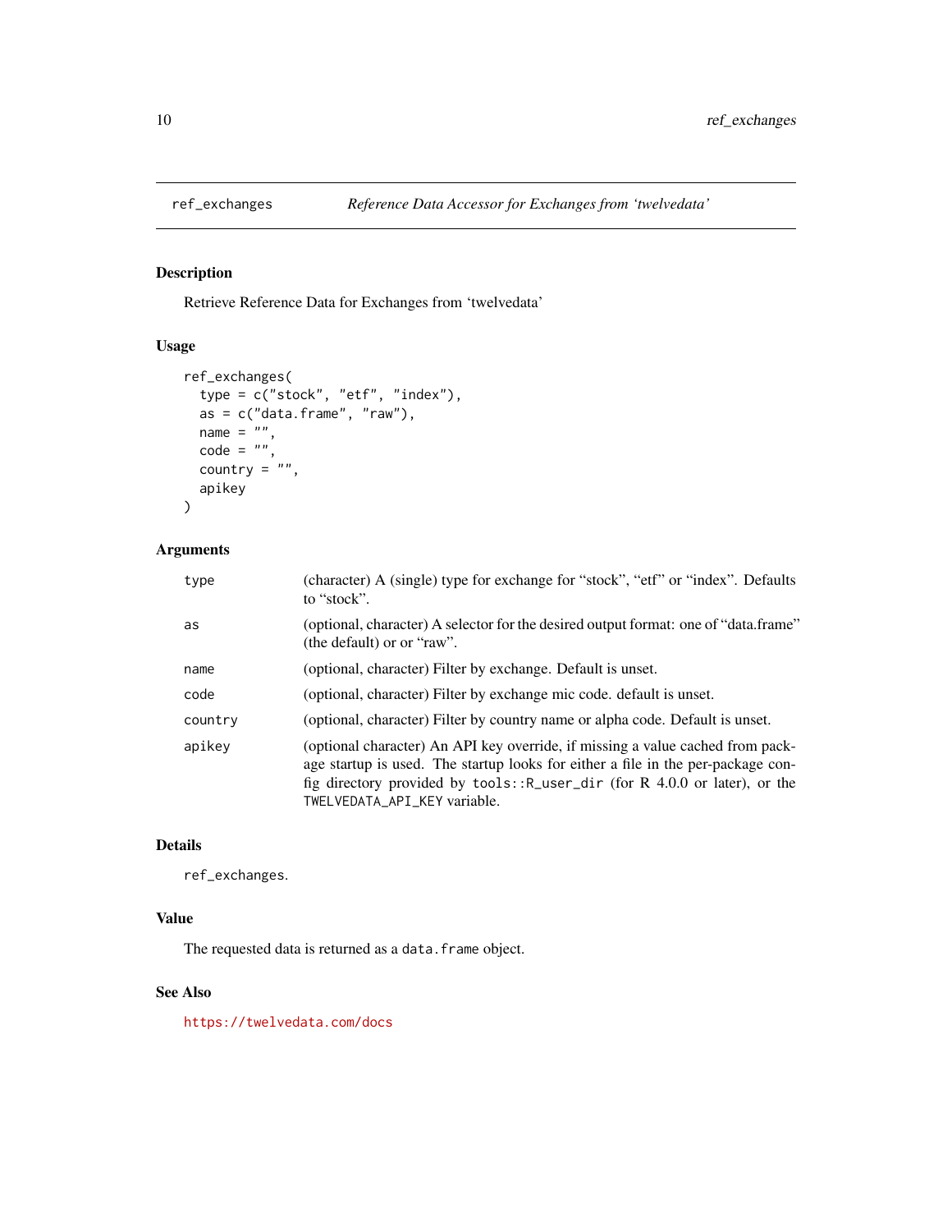# ref_exchanges — *Reference Data Accessor for Exchanges from 'twelvedata'*

## Description

Retrieve Reference Data for Exchanges from 'twelvedata'

## Usage

```
ref_exchanges(
  type = c("stock", "etf", "index"),
  as = c("data.frame", "raw"),
  name = "",
  code = "",
  country = "",
  apikey
)
```

## Arguments

| Argument | Description |
|---|---|
| `type` | (character) A (single) type for exchange for "stock", "etf" or "index". Defaults to "stock". |
| `as` | (optional, character) A selector for the desired output format: one of "data.frame" (the default) or or "raw". |
| `name` | (optional, character) Filter by exchange. Default is unset. |
| `code` | (optional, character) Filter by exchange mic code. default is unset. |
| `country` | (optional, character) Filter by country name or alpha code. Default is unset. |
| `apikey` | (optional character) An API key override, if missing a value cached from package startup is used. The startup looks for either a file in the per-package config directory provided by `tools::R_user_dir` (for R 4.0.0 or later), or the `TWELVEDATA_API_KEY` variable. |

## Details

`ref_exchanges`.

## Value

The requested data is returned as a `data.frame` object.

## See Also

https://twelvedata.com/docs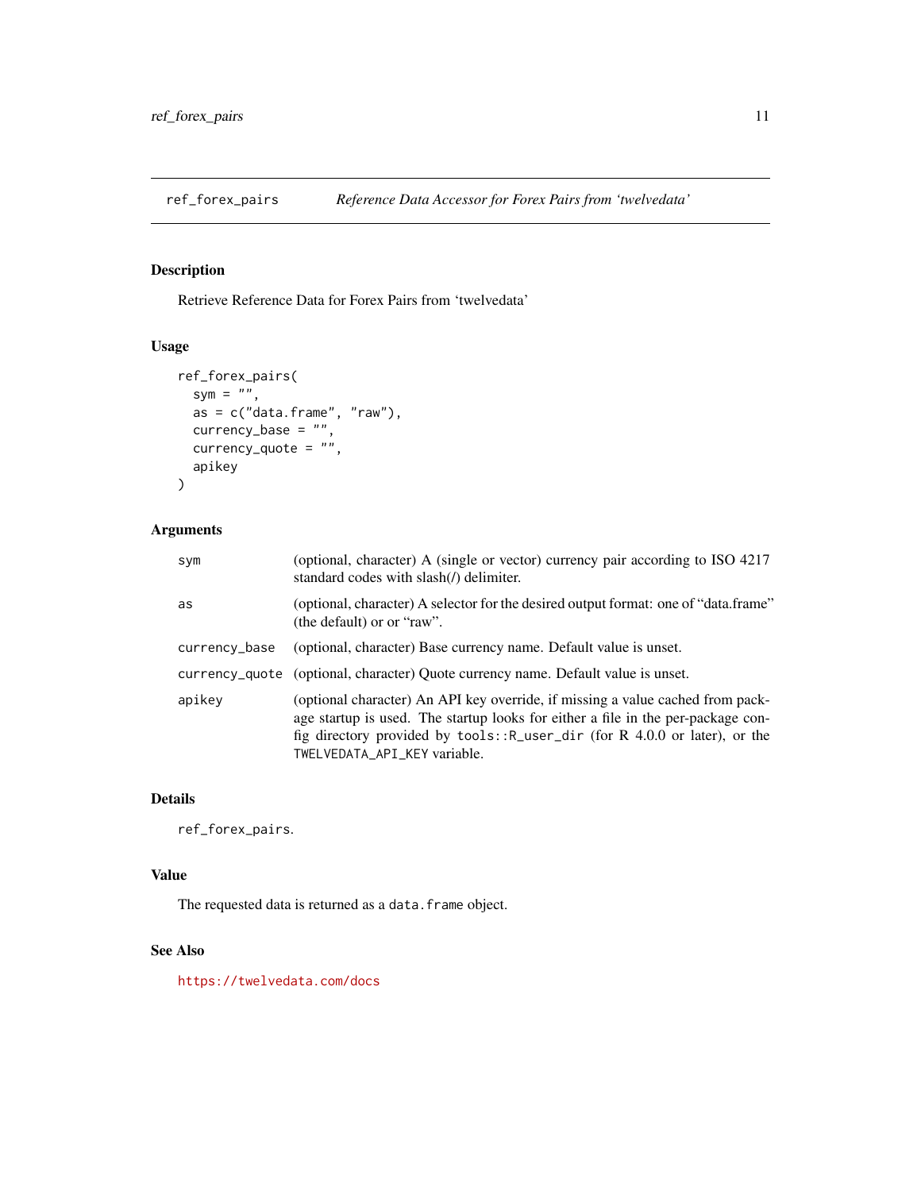## ref_forex_pairs — *Reference Data Accessor for Forex Pairs from 'twelvedata'*

### Description

Retrieve Reference Data for Forex Pairs from 'twelvedata'

### Usage

```
ref_forex_pairs(
  sym = "",
  as = c("data.frame", "raw"),
  currency_base = "",
  currency_quote = "",
  apikey
)
```

### Arguments

| | |
|---|---|
| `sym` | (optional, character) A (single or vector) currency pair according to ISO 4217 standard codes with slash(/) delimiter. |
| `as` | (optional, character) A selector for the desired output format: one of "data.frame" (the default) or or "raw". |
| `currency_base` | (optional, character) Base currency name. Default value is unset. |
| `currency_quote` | (optional, character) Quote currency name. Default value is unset. |
| `apikey` | (optional character) An API key override, if missing a value cached from package startup is used. The startup looks for either a file in the per-package config directory provided by `tools::R_user_dir` (for R 4.0.0 or later), or the `TWELVEDATA_API_KEY` variable. |

### Details

`ref_forex_pairs`.

### Value

The requested data is returned as a `data.frame` object.

### See Also

https://twelvedata.com/docs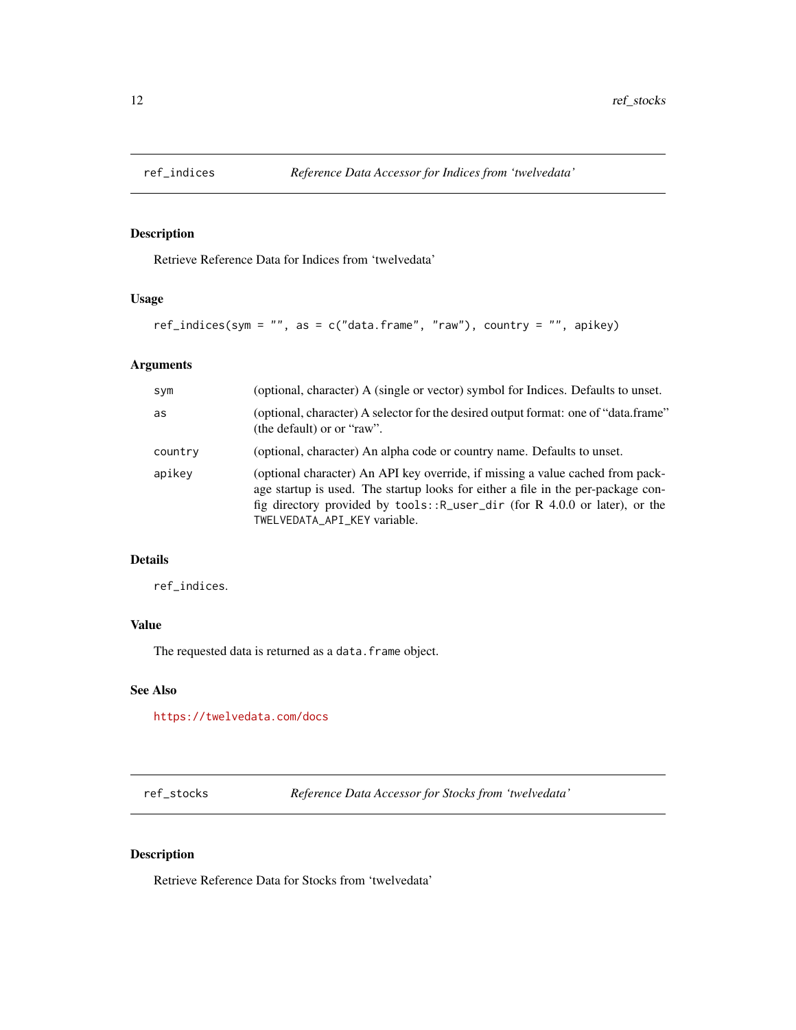## ref_indices — *Reference Data Accessor for Indices from 'twelvedata'*

### Description

Retrieve Reference Data for Indices from 'twelvedata'

### Usage

```
ref_indices(sym = "", as = c("data.frame", "raw"), country = "", apikey)
```

### Arguments

| | |
|---|---|
| `sym` | (optional, character) A (single or vector) symbol for Indices. Defaults to unset. |
| `as` | (optional, character) A selector for the desired output format: one of "data.frame" (the default) or or "raw". |
| `country` | (optional, character) An alpha code or country name. Defaults to unset. |
| `apikey` | (optional character) An API key override, if missing a value cached from package startup is used. The startup looks for either a file in the per-package config directory provided by `tools::R_user_dir` (for R 4.0.0 or later), or the `TWELVEDATA_API_KEY` variable. |

### Details

`ref_indices`.

### Value

The requested data is returned as a `data.frame` object.

### See Also

https://twelvedata.com/docs

## ref_stocks — *Reference Data Accessor for Stocks from 'twelvedata'*

### Description

Retrieve Reference Data for Stocks from 'twelvedata'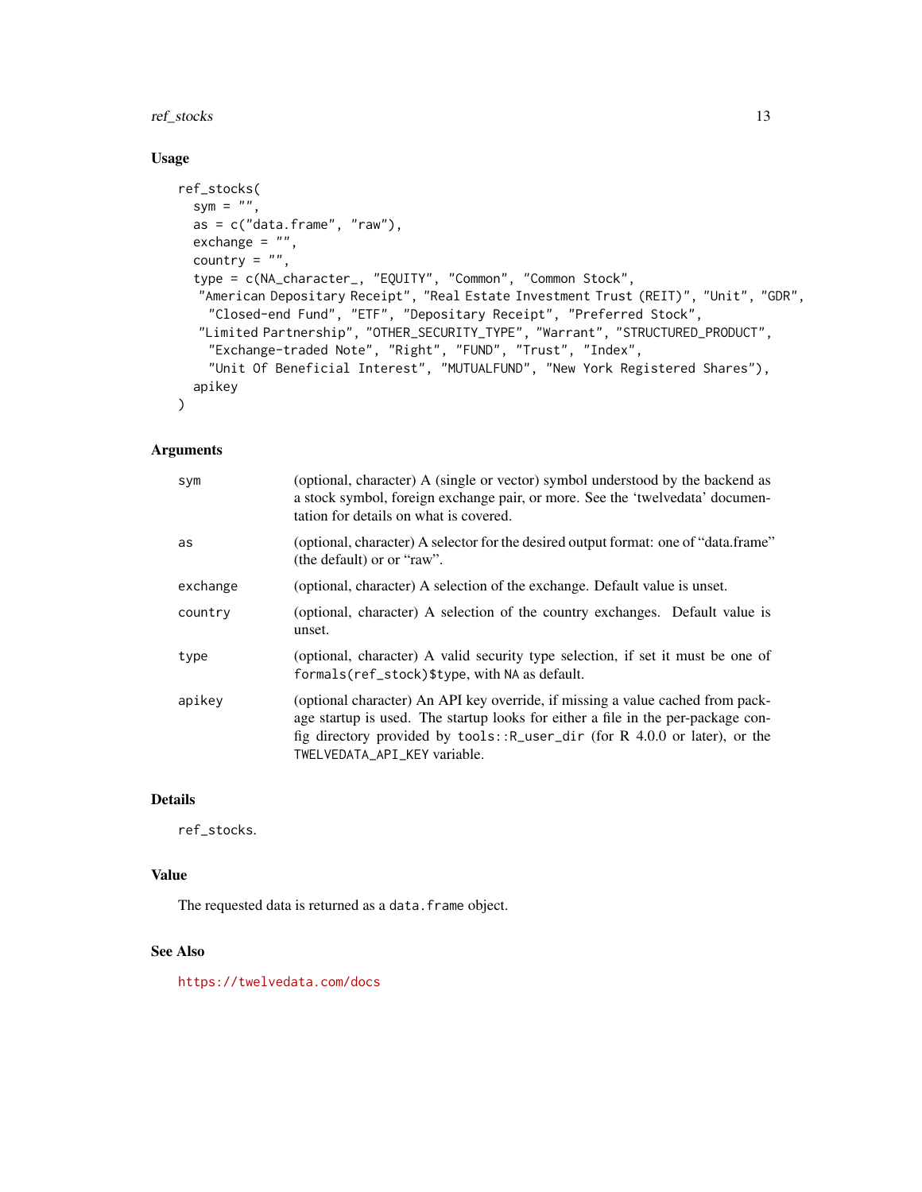## Usage

```
ref_stocks(
  sym = "",
  as = c("data.frame", "raw"),
  exchange = "",
  country = "",
  type = c(NA_character_, "EQUITY", "Common", "Common Stock",
   "American Depositary Receipt", "Real Estate Investment Trust (REIT)", "Unit", "GDR",
    "Closed-end Fund", "ETF", "Depositary Receipt", "Preferred Stock",
   "Limited Partnership", "OTHER_SECURITY_TYPE", "Warrant", "STRUCTURED_PRODUCT",
    "Exchange-traded Note", "Right", "FUND", "Trust", "Index",
    "Unit Of Beneficial Interest", "MUTUALFUND", "New York Registered Shares"),
  apikey
)
```

## Arguments

| | |
|---|---|
| `sym` | (optional, character) A (single or vector) symbol understood by the backend as a stock symbol, foreign exchange pair, or more. See the 'twelvedata' documentation for details on what is covered. |
| `as` | (optional, character) A selector for the desired output format: one of "data.frame" (the default) or or "raw". |
| `exchange` | (optional, character) A selection of the exchange. Default value is unset. |
| `country` | (optional, character) A selection of the country exchanges. Default value is unset. |
| `type` | (optional, character) A valid security type selection, if set it must be one of `formals(ref_stock)$type`, with `NA` as default. |
| `apikey` | (optional character) An API key override, if missing a value cached from package startup is used. The startup looks for either a file in the per-package config directory provided by `tools::R_user_dir` (for R 4.0.0 or later), or the `TWELVEDATA_API_KEY` variable. |

## Details

`ref_stocks`.

## Value

The requested data is returned as a `data.frame` object.

## See Also

https://twelvedata.com/docs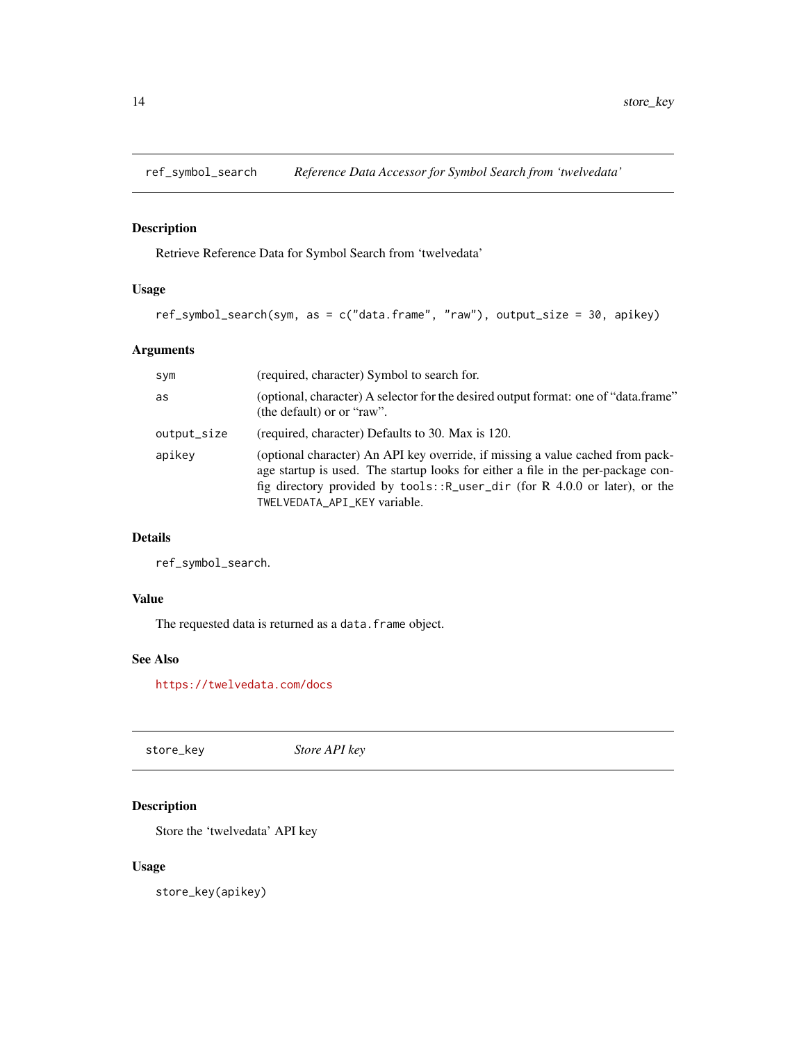## ref_symbol_search — *Reference Data Accessor for Symbol Search from 'twelvedata'*

### Description

Retrieve Reference Data for Symbol Search from 'twelvedata'

### Usage

```
ref_symbol_search(sym, as = c("data.frame", "raw"), output_size = 30, apikey)
```

### Arguments

| | |
|---|---|
| `sym` | (required, character) Symbol to search for. |
| `as` | (optional, character) A selector for the desired output format: one of "data.frame" (the default) or or "raw". |
| `output_size` | (required, character) Defaults to 30. Max is 120. |
| `apikey` | (optional character) An API key override, if missing a value cached from package startup is used. The startup looks for either a file in the per-package config directory provided by `tools::R_user_dir` (for R 4.0.0 or later), or the `TWELVEDATA_API_KEY` variable. |

### Details

`ref_symbol_search`.

### Value

The requested data is returned as a `data.frame` object.

### See Also

https://twelvedata.com/docs

## store_key — *Store API key*

### Description

Store the 'twelvedata' API key

### Usage

```
store_key(apikey)
```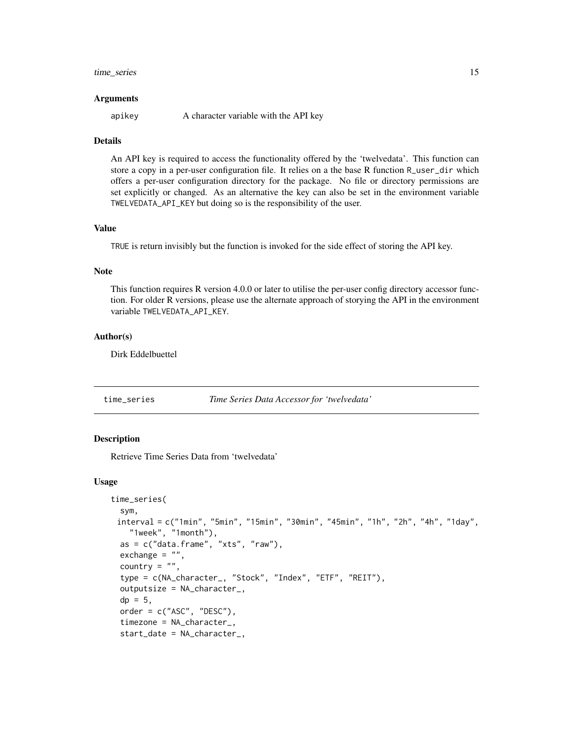### Arguments

apikey A character variable with the API key

### Details

An API key is required to access the functionality offered by the 'twelvedata'. This function can store a copy in a per-user configuration file. It relies on a the base R function `R_user_dir` which offers a per-user configuration directory for the package. No file or directory permissions are set explicitly or changed. As an alternative the key can also be set in the environment variable `TWELVEDATA_API_KEY` but doing so is the responsibility of the user.

### Value

`TRUE` is return invisibly but the function is invoked for the side effect of storing the API key.

### Note

This function requires R version 4.0.0 or later to utilise the per-user config directory accessor function. For older R versions, please use the alternate approach of storying the API in the environment variable `TWELVEDATA_API_KEY`.

### Author(s)

Dirk Eddelbuettel

---

## time_series — *Time Series Data Accessor for 'twelvedata'*

### Description

Retrieve Time Series Data from 'twelvedata'

### Usage

```
time_series(
  sym,
  interval = c("1min", "5min", "15min", "30min", "45min", "1h", "2h", "4h", "1day",
    "1week", "1month"),
  as = c("data.frame", "xts", "raw"),
  exchange = "",
  country = "",
  type = c(NA_character_, "Stock", "Index", "ETF", "REIT"),
  outputsize = NA_character_,
  dp = 5,
  order = c("ASC", "DESC"),
  timezone = NA_character_,
  start_date = NA_character_,
```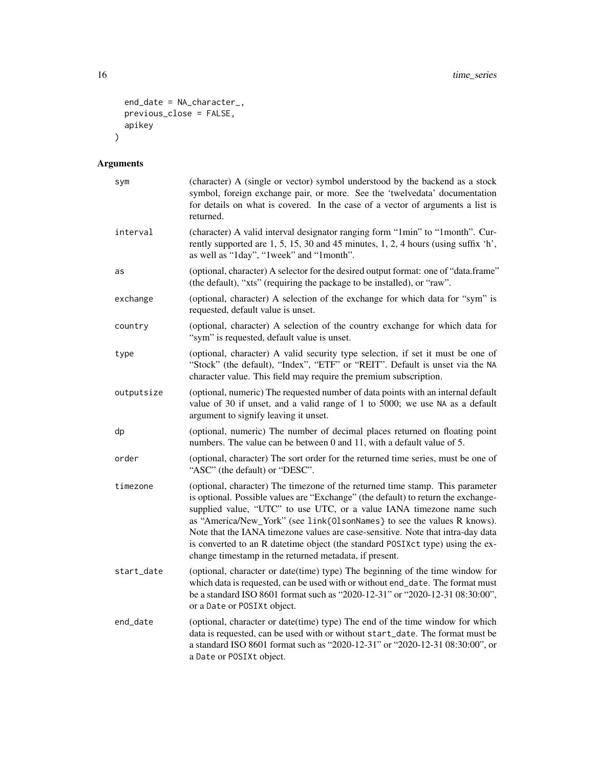```
  end_date = NA_character_,
  previous_close = FALSE,
  apikey
)
```

## Arguments

| | |
|---|---|
| sym | (character) A (single or vector) symbol understood by the backend as a stock symbol, foreign exchange pair, or more. See the 'twelvedata' documentation for details on what is covered. In the case of a vector of arguments a list is returned. |
| interval | (character) A valid interval designator ranging form "1min" to "1month". Currently supported are 1, 5, 15, 30 and 45 minutes, 1, 2, 4 hours (using suffix 'h', as well as "1day", "1week" and "1month". |
| as | (optional, character) A selector for the desired output format: one of "data.frame" (the default), "xts" (requiring the package to be installed), or "raw". |
| exchange | (optional, character) A selection of the exchange for which data for "sym" is requested, default value is unset. |
| country | (optional, character) A selection of the country exchange for which data for "sym" is requested, default value is unset. |
| type | (optional, character) A valid security type selection, if set it must be one of "Stock" (the default), "Index", "ETF" or "REIT". Default is unset via the `NA` character value. This field may require the premium subscription. |
| outputsize | (optional, numeric) The requested number of data points with an internal default value of 30 if unset, and a valid range of 1 to 5000; we use `NA` as a default argument to signify leaving it unset. |
| dp | (optional, numeric) The number of decimal places returned on floating point numbers. The value can be between 0 and 11, with a default value of 5. |
| order | (optional, character) The sort order for the returned time series, must be one of "ASC" (the default) or "DESC". |
| timezone | (optional, character) The timezone of the returned time stamp. This parameter is optional. Possible values are "Exchange" (the default) to return the exchange-supplied value, "UTC" to use UTC, or a value IANA timezone name such as "America/New_York" (see `link{OlsonNames}` to see the values R knows). Note that the IANA timezone values are case-sensitive. Note that intra-day data is converted to an R datetime object (the standard `POSIXct` type) using the exchange timestamp in the returned metadata, if present. |
| start_date | (optional, character or date(time) type) The beginning of the time window for which data is requested, can be used with or without `end_date`. The format must be a standard ISO 8601 format such as "2020-12-31" or "2020-12-31 08:30:00", or a `Date` or `POSIXt` object. |
| end_date | (optional, character or date(time) type) The end of the time window for which data is requested, can be used with or without `start_date`. The format must be a standard ISO 8601 format such as "2020-12-31" or "2020-12-31 08:30:00", or a `Date` or `POSIXt` object. |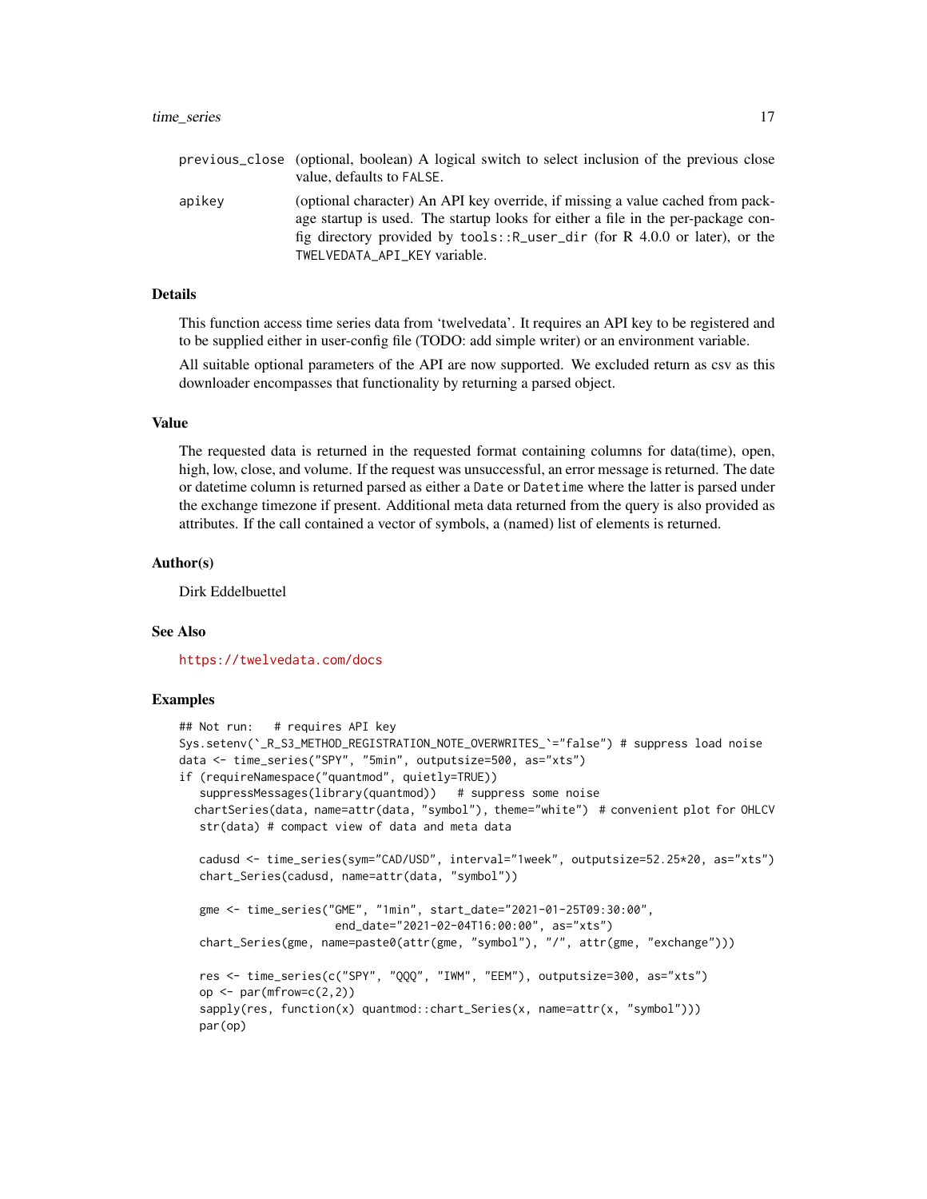| | |
|---|---|
| `previous_close` | (optional, boolean) A logical switch to select inclusion of the previous close value, defaults to `FALSE`. |
| `apikey` | (optional character) An API key override, if missing a value cached from package startup is used. The startup looks for either a file in the per-package config directory provided by `tools::R_user_dir` (for R 4.0.0 or later), or the `TWELVEDATA_API_KEY` variable. |

## Details

This function access time series data from 'twelvedata'. It requires an API key to be registered and to be supplied either in user-config file (TODO: add simple writer) or an environment variable.

All suitable optional parameters of the API are now supported. We excluded return as csv as this downloader encompasses that functionality by returning a parsed object.

## Value

The requested data is returned in the requested format containing columns for data(time), open, high, low, close, and volume. If the request was unsuccessful, an error message is returned. The date or datetime column is returned parsed as either a `Date` or `Datetime` where the latter is parsed under the exchange timezone if present. Additional meta data returned from the query is also provided as attributes. If the call contained a vector of symbols, a (named) list of elements is returned.

## Author(s)

Dirk Eddelbuettel

## See Also

https://twelvedata.com/docs

## Examples

```
## Not run:   # requires API key
Sys.setenv(`_R_S3_METHOD_REGISTRATION_NOTE_OVERWRITES_`="false") # suppress load noise
data <- time_series("SPY", "5min", outputsize=500, as="xts")
if (requireNamespace("quantmod", quietly=TRUE))
   suppressMessages(library(quantmod))   # suppress some noise
  chartSeries(data, name=attr(data, "symbol"), theme="white")  # convenient plot for OHLCV
   str(data) # compact view of data and meta data

   cadusd <- time_series(sym="CAD/USD", interval="1week", outputsize=52.25*20, as="xts")
   chart_Series(cadusd, name=attr(data, "symbol"))

   gme <- time_series("GME", "1min", start_date="2021-01-25T09:30:00",
                      end_date="2021-02-04T16:00:00", as="xts")
   chart_Series(gme, name=paste0(attr(gme, "symbol"), "/", attr(gme, "exchange")))

   res <- time_series(c("SPY", "QQQ", "IWM", "EEM"), outputsize=300, as="xts")
   op <- par(mfrow=c(2,2))
   sapply(res, function(x) quantmod::chart_Series(x, name=attr(x, "symbol")))
   par(op)
```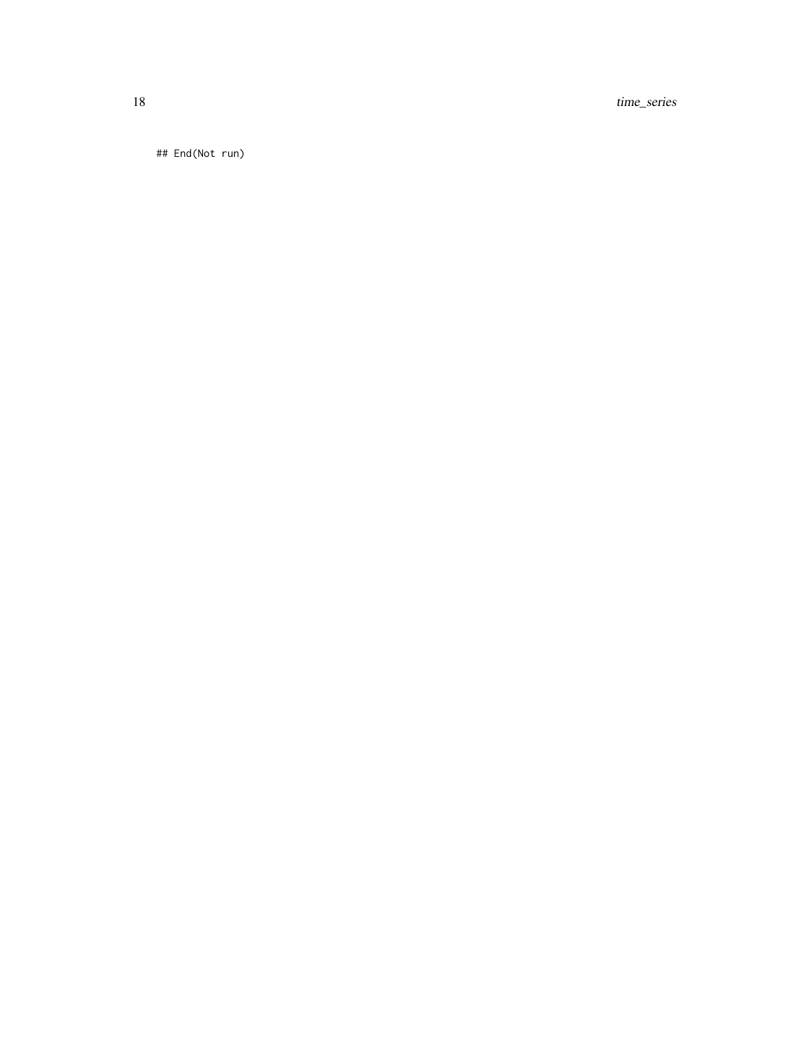```
## End(Not run)
```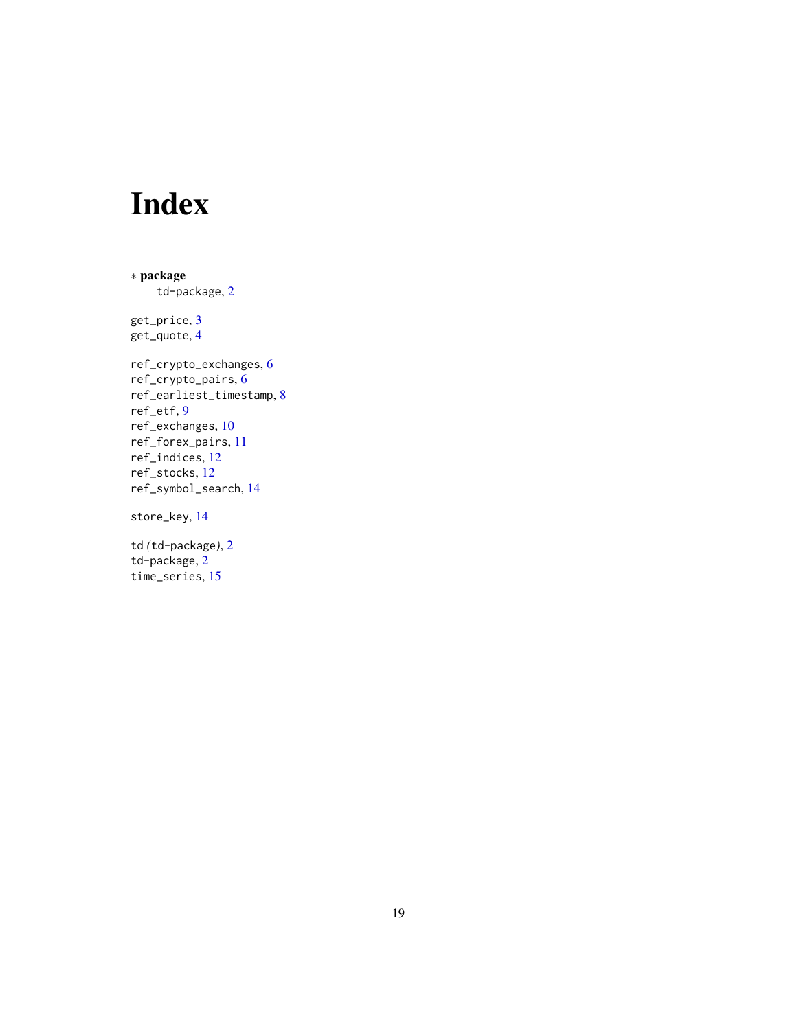# Index

∗ **package**
    td-package, 2

get_price, 3
get_quote, 4

ref_crypto_exchanges, 6
ref_crypto_pairs, 6
ref_earliest_timestamp, 8
ref_etf, 9
ref_exchanges, 10
ref_forex_pairs, 11
ref_indices, 12
ref_stocks, 12
ref_symbol_search, 14

store_key, 14

td *(*td-package*)*, 2
td-package, 2
time_series, 15